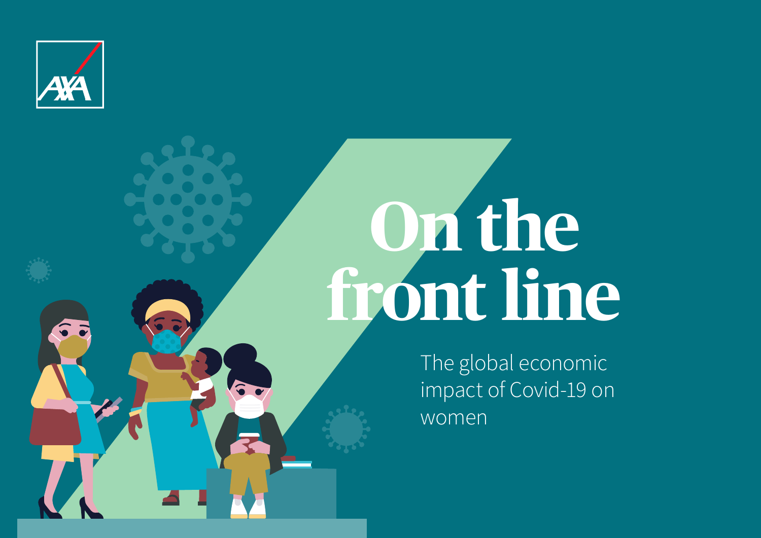AXA

# On the front line

The global economic impact of Covid-19 on women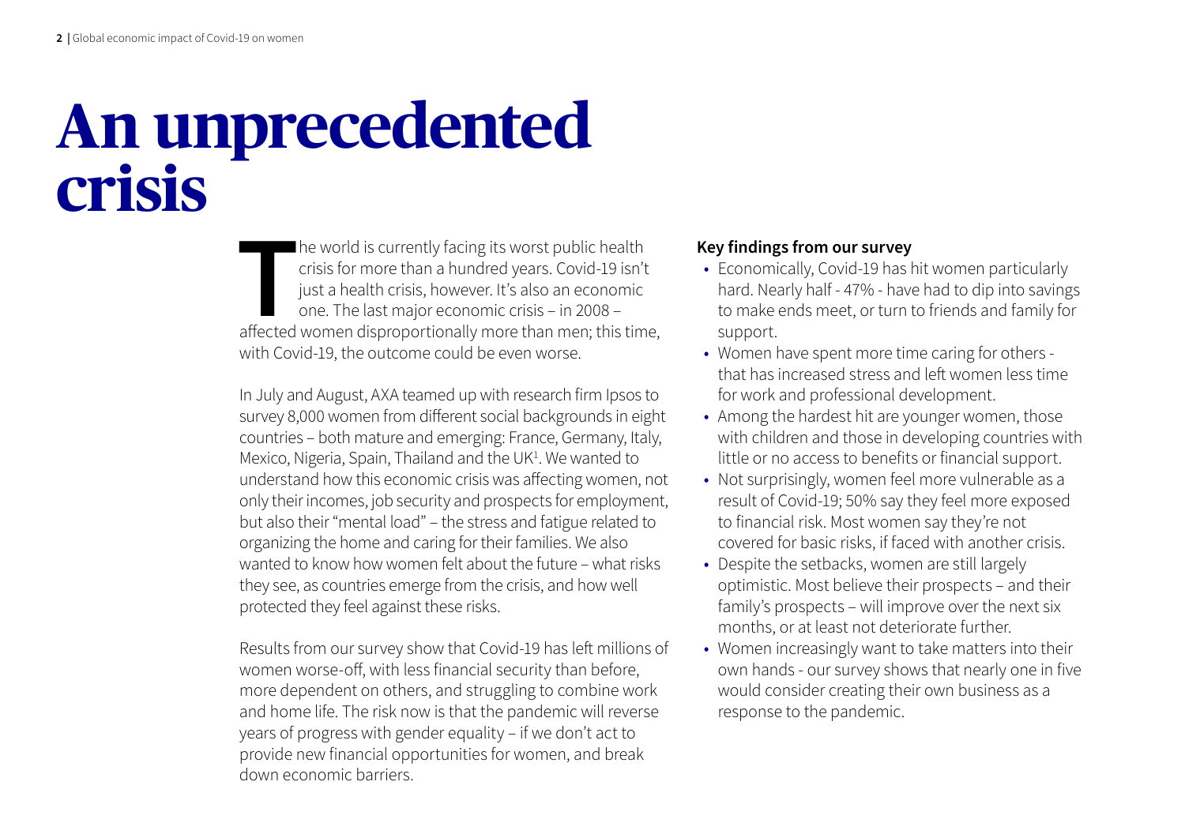# An unprecedented crisis

The world is currently facing its worst public health crisis for more than a hundred years. Covid-19 isn't just a health crisis, however. It's also an economic one. The last major economic crisis – in 2008 – affected women disproportionally more than men; this time, with Covid-19, the outcome could be even worse.

In July and August, AXA teamed up with research firm Ipsos to survey 8,000 women from different social backgrounds in eight countries – both mature and emerging: France, Germany, Italy, Mexico, Nigeria, Spain, Thailand and the UK[1]. We wanted to understand how this economic crisis was affecting women, not only their incomes, job security and prospects for employment, but also their "mental load" – the stress and fatigue related to organizing the home and caring for their families. We also wanted to know how women felt about the future – what risks they see, as countries emerge from the crisis, and how well protected they feel against these risks.

Results from our survey show that Covid-19 has left millions of women worse-off, with less financial security than before, more dependent on others, and struggling to combine work and home life. The risk now is that the pandemic will reverse years of progress with gender equality – if we don't act to provide new financial opportunities for women, and break down economic barriers.

**Key findings from our survey**

- Economically, Covid-19 has hit women particularly hard. Nearly half - 47% - have had to dip into savings to make ends meet, or turn to friends and family for support.
- Women have spent more time caring for others - that has increased stress and left women less time for work and professional development.
- Among the hardest hit are younger women, those with children and those in developing countries with little or no access to benefits or financial support.
- Not surprisingly, women feel more vulnerable as a result of Covid-19; 50% say they feel more exposed to financial risk. Most women say they're not covered for basic risks, if faced with another crisis.
- Despite the setbacks, women are still largely optimistic. Most believe their prospects – and their family's prospects – will improve over the next six months, or at least not deteriorate further.
- Women increasingly want to take matters into their own hands - our survey shows that nearly one in five would consider creating their own business as a response to the pandemic.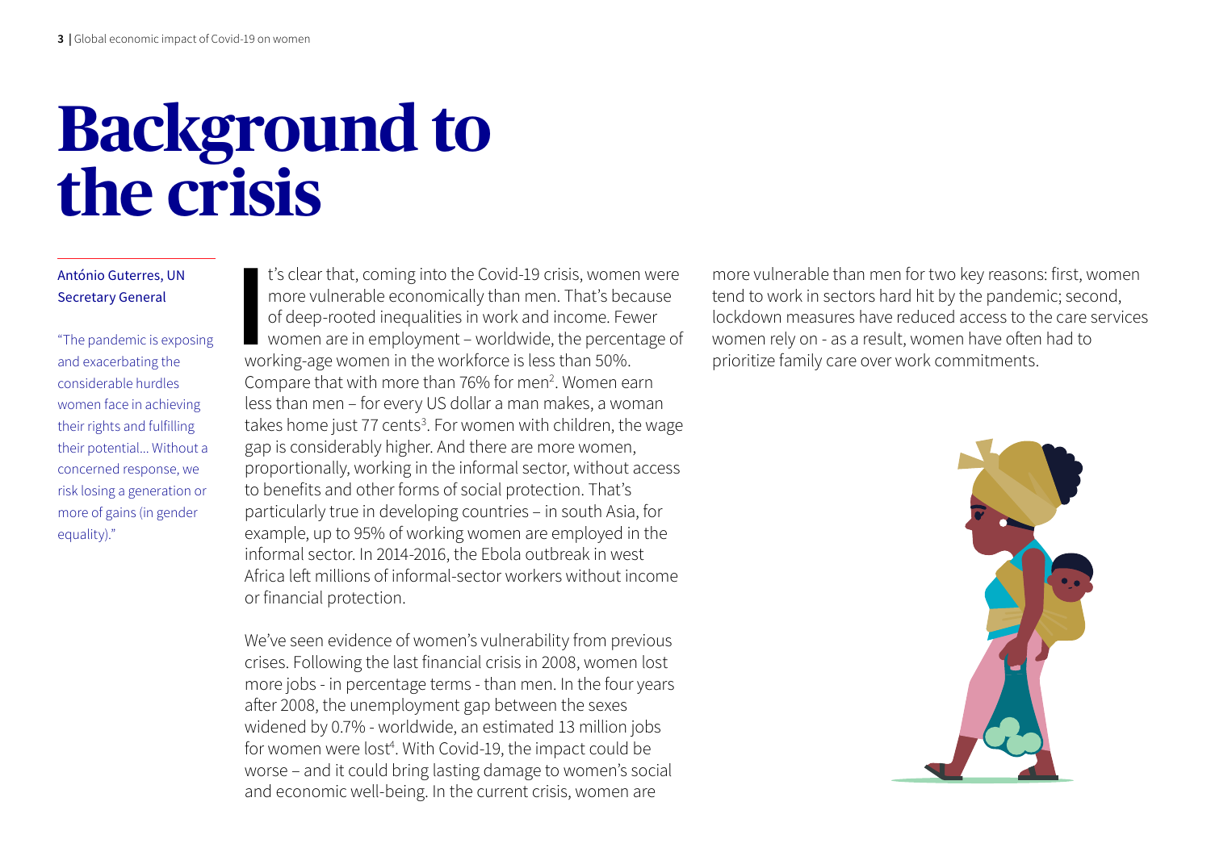# Background to the crisis

António Guterres, UN Secretary General

"The pandemic is exposing and exacerbating the considerable hurdles women face in achieving their rights and fulfilling their potential... Without a concerned response, we risk losing a generation or more of gains (in gender equality)."

It's clear that, coming into the Covid-19 crisis, women were more vulnerable economically than men. That's because of deep-rooted inequalities in work and income. Fewer women are in employment – worldwide, the percentage of working-age women in the workforce is less than 50%. Compare that with more than 76% for men[2]. Women earn less than men – for every US dollar a man makes, a woman takes home just 77 cents[3]. For women with children, the wage gap is considerably higher. And there are more women, proportionally, working in the informal sector, without access to benefits and other forms of social protection. That's particularly true in developing countries – in south Asia, for example, up to 95% of working women are employed in the informal sector. In 2014-2016, the Ebola outbreak in west Africa left millions of informal-sector workers without income or financial protection.

We've seen evidence of women's vulnerability from previous crises. Following the last financial crisis in 2008, women lost more jobs - in percentage terms - than men. In the four years after 2008, the unemployment gap between the sexes widened by 0.7% - worldwide, an estimated 13 million jobs for women were lost[4]. With Covid-19, the impact could be worse – and it could bring lasting damage to women's social and economic well-being. In the current crisis, women are more vulnerable than men for two key reasons: first, women tend to work in sectors hard hit by the pandemic; second, lockdown measures have reduced access to the care services women rely on - as a result, women have often had to prioritize family care over work commitments.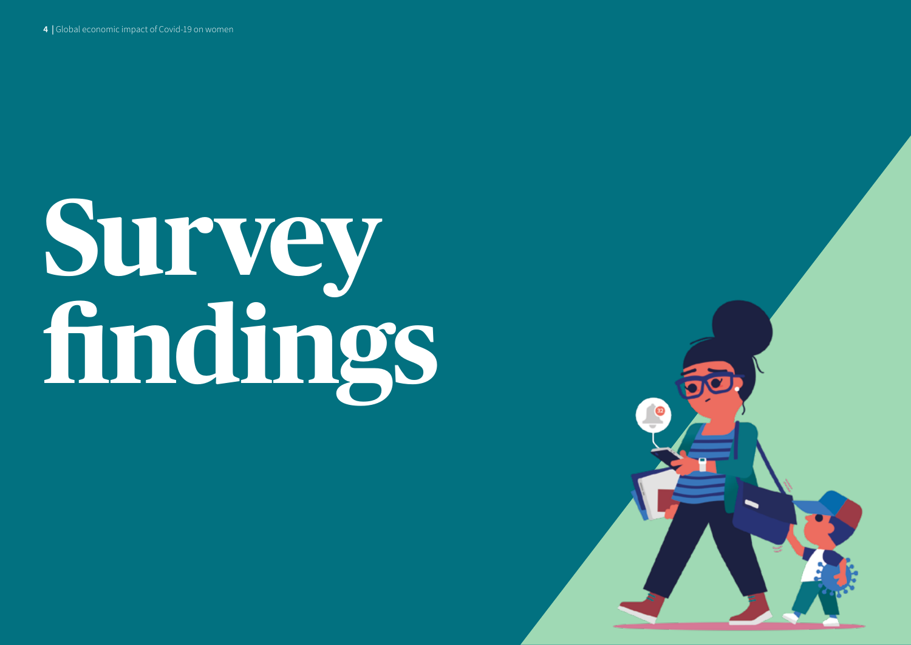# Survey findings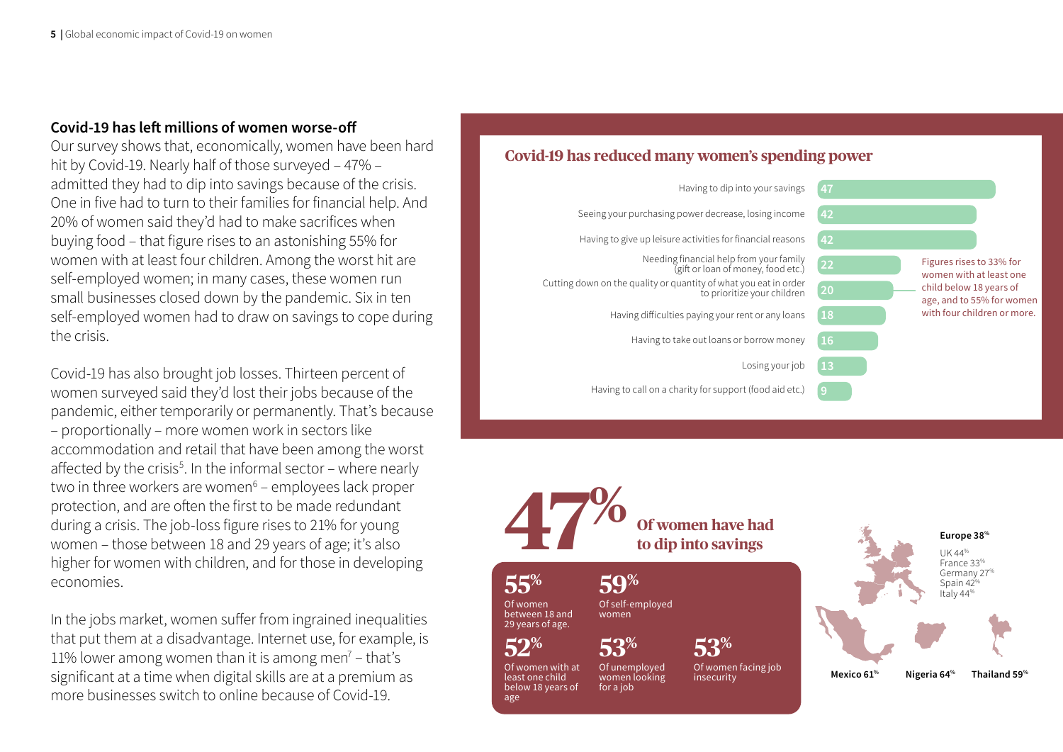## Covid-19 has left millions of women worse-off

Our survey shows that, economically, women have been hard hit by Covid-19. Nearly half of those surveyed – 47% – admitted they had to dip into savings because of the crisis. One in five had to turn to their families for financial help. And 20% of women said they'd had to make sacrifices when buying food – that figure rises to an astonishing 55% for women with at least four children. Among the worst hit are self-employed women; in many cases, these women run small businesses closed down by the pandemic. Six in ten self-employed women had to draw on savings to cope during the crisis.

Covid-19 has also brought job losses. Thirteen percent of women surveyed said they'd lost their jobs because of the pandemic, either temporarily or permanently. That's because – proportionally – more women work in sectors like accommodation and retail that have been among the worst affected by the crisis[5]. In the informal sector – where nearly two in three workers are women[6] – employees lack proper protection, and are often the first to be made redundant during a crisis. The job-loss figure rises to 21% for young women – those between 18 and 29 years of age; it's also higher for women with children, and for those in developing economies.

In the jobs market, women suffer from ingrained inequalities that put them at a disadvantage. Internet use, for example, is 11% lower among women than it is among men[7] – that's significant at a time when digital skills are at a premium as more businesses switch to online because of Covid-19.

### Covid-19 has reduced many women's spending power

| | % |
|---|---|
| Having to dip into your savings | 47 |
| Seeing your purchasing power decrease, losing income | 42 |
| Having to give up leisure activities for financial reasons | 42 |
| Needing financial help from your family (gift or loan of money, food etc.) | 22 |
| Cutting down on the quality or quantity of what you eat in order to prioritize your children | 20 |
| Having difficulties paying your rent or any loans | 18 |
| Having to take out loans or borrow money | 16 |
| Losing your job | 13 |
| Having to call on a charity for support (food aid etc.) | 9 |

Figures rises to 33% for women with at least one child below 18 years of age, and to 55% for women with four children or more.

**47%** Of women have had to dip into savings

- **55%** Of women between 18 and 29 years of age.
- **59%** Of self-employed women
- **52%** Of women with at least one child below 18 years of age
- **53%** Of unemployed women looking for a job
- **53%** Of women facing job insecurity

**Europe 38%**
UK 44%
France 33%
Germany 27%
Spain 42%
Italy 44%

**Mexico 61%**

**Nigeria 64%**

**Thailand 59%**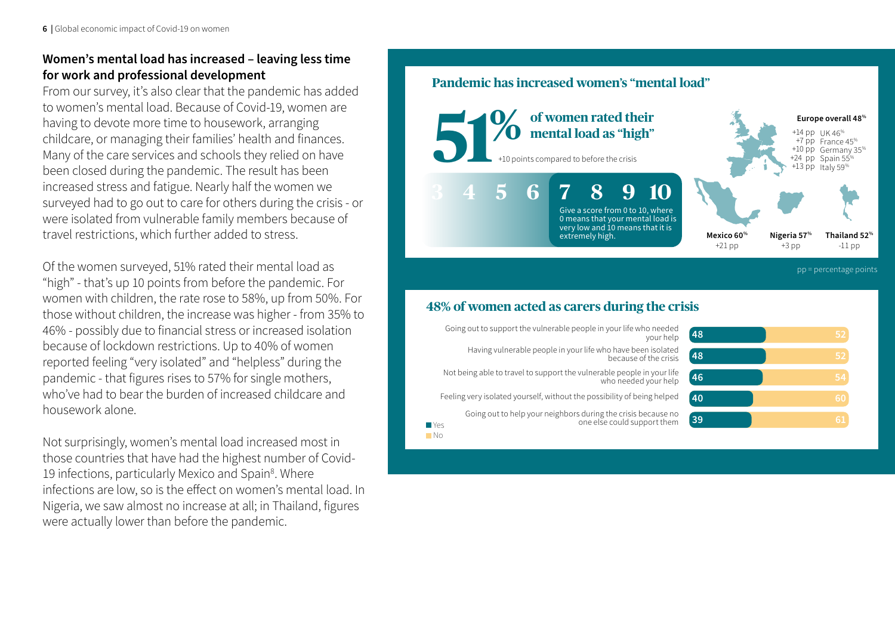## Women's mental load has increased – leaving less time for work and professional development

From our survey, it's also clear that the pandemic has added to women's mental load. Because of Covid-19, women are having to devote more time to housework, arranging childcare, or managing their families' health and finances. Many of the care services and schools they relied on have been closed during the pandemic. The result has been increased stress and fatigue. Nearly half the women we surveyed had to go out to care for others during the crisis - or were isolated from vulnerable family members because of travel restrictions, which further added to stress.

Of the women surveyed, 51% rated their mental load as "high" - that's up 10 points from before the pandemic. For women with children, the rate rose to 58%, up from 50%. For those without children, the increase was higher - from 35% to 46% - possibly due to financial stress or increased isolation because of lockdown restrictions. Up to 40% of women reported feeling "very isolated" and "helpless" during the pandemic - that figures rises to 57% for single mothers, who've had to bear the burden of increased childcare and housework alone.

Not surprisingly, women's mental load increased most in those countries that have had the highest number of Covid-19 infections, particularly Mexico and Spain[8]. Where infections are low, so is the effect on women's mental load. In Nigeria, we saw almost no increase at all; in Thailand, figures were actually lower than before the pandemic.

### Pandemic has increased women's "mental load"

**51%** of women rated their mental load as "high"

+10 points compared to before the crisis

3 4 5 6 **7 8 9 10**

Give a score from 0 to 10, where 0 means that your mental load is very low and 10 means that it is extremely high.

**Europe overall 48%**

| Change | Country |
|---|---|
| +14 pp | UK 46% |
| +7 pp | France 45% |
| +10 pp | Germany 35% |
| +24 pp | Spain 55% |
| +13 pp | Italy 59% |

| Mexico 60% | Nigeria 57% | Thailand 52% |
|---|---|---|
| +21 pp | +3 pp | -11 pp |

pp = percentage points

### 48% of women acted as carers during the crisis

| | Yes | No |
|---|---|---|
| Going out to support the vulnerable people in your life who needed your help | 48 | 52 |
| Having vulnerable people in your life who have been isolated because of the crisis | 48 | 52 |
| Not being able to travel to support the vulnerable people in your life who needed your help | 46 | 54 |
| Feeling very isolated yourself, without the possibility of being helped | 40 | 60 |
| Going out to help your neighbors during the crisis because no one else could support them | 39 | 61 |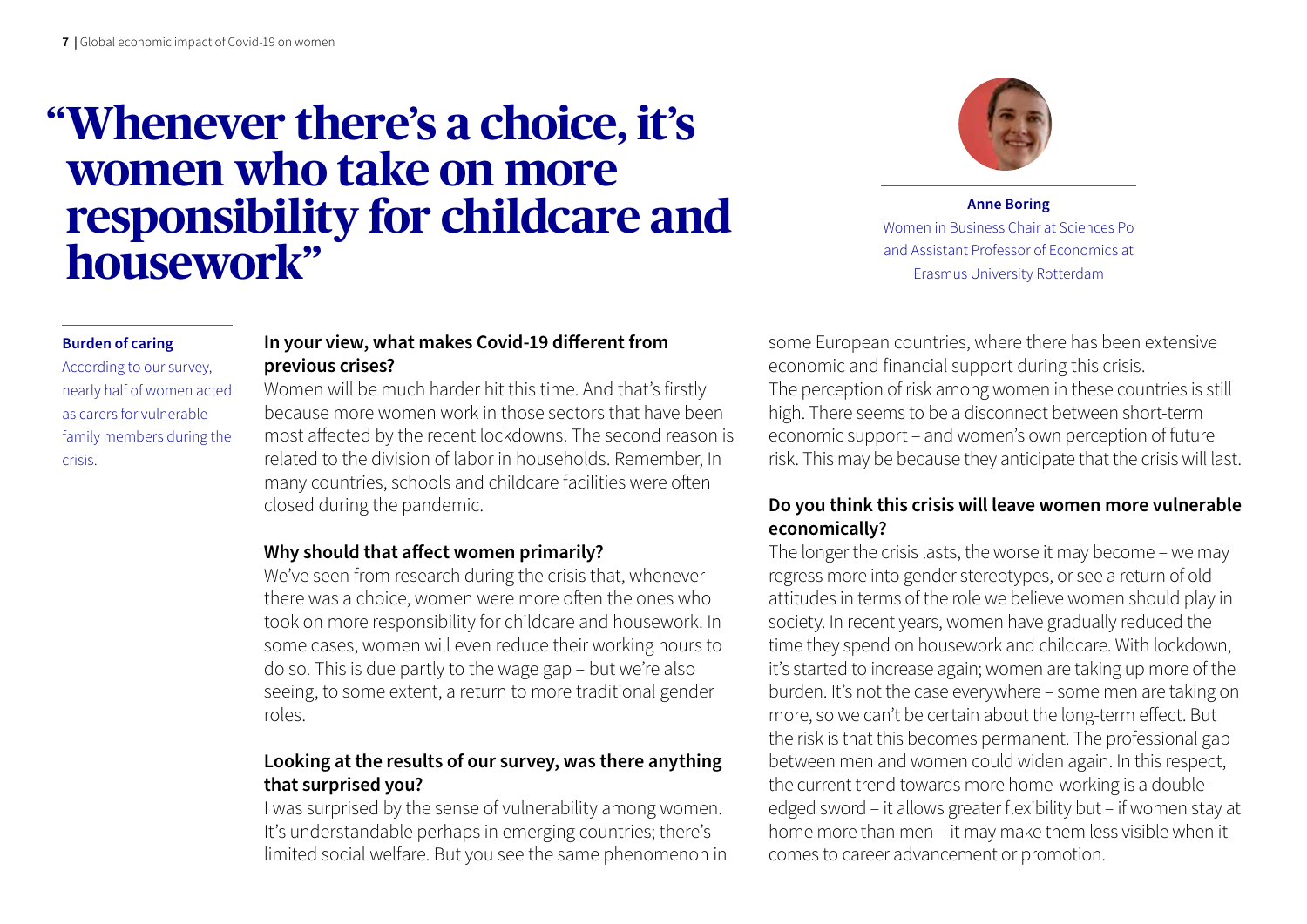# "Whenever there's a choice, it's women who take on more responsibility for childcare and housework"

**Anne Boring**
Women in Business Chair at Sciences Po and Assistant Professor of Economics at Erasmus University Rotterdam

**Burden of caring**

According to our survey, nearly half of women acted as carers for vulnerable family members during the crisis.

**In your view, what makes Covid-19 different from previous crises?**

Women will be much harder hit this time. And that's firstly because more women work in those sectors that have been most affected by the recent lockdowns. The second reason is related to the division of labor in households. Remember, In many countries, schools and childcare facilities were often closed during the pandemic.

**Why should that affect women primarily?**

We've seen from research during the crisis that, whenever there was a choice, women were more often the ones who took on more responsibility for childcare and housework. In some cases, women will even reduce their working hours to do so. This is due partly to the wage gap – but we're also seeing, to some extent, a return to more traditional gender roles.

**Looking at the results of our survey, was there anything that surprised you?**

I was surprised by the sense of vulnerability among women. It's understandable perhaps in emerging countries; there's limited social welfare. But you see the same phenomenon in some European countries, where there has been extensive economic and financial support during this crisis.
The perception of risk among women in these countries is still high. There seems to be a disconnect between short-term economic support – and women's own perception of future risk. This may be because they anticipate that the crisis will last.

**Do you think this crisis will leave women more vulnerable economically?**

The longer the crisis lasts, the worse it may become – we may regress more into gender stereotypes, or see a return of old attitudes in terms of the role we believe women should play in society. In recent years, women have gradually reduced the time they spend on housework and childcare. With lockdown, it's started to increase again; women are taking up more of the burden. It's not the case everywhere – some men are taking on more, so we can't be certain about the long-term effect. But the risk is that this becomes permanent. The professional gap between men and women could widen again. In this respect, the current trend towards more home-working is a double-edged sword – it allows greater flexibility but – if women stay at home more than men – it may make them less visible when it comes to career advancement or promotion.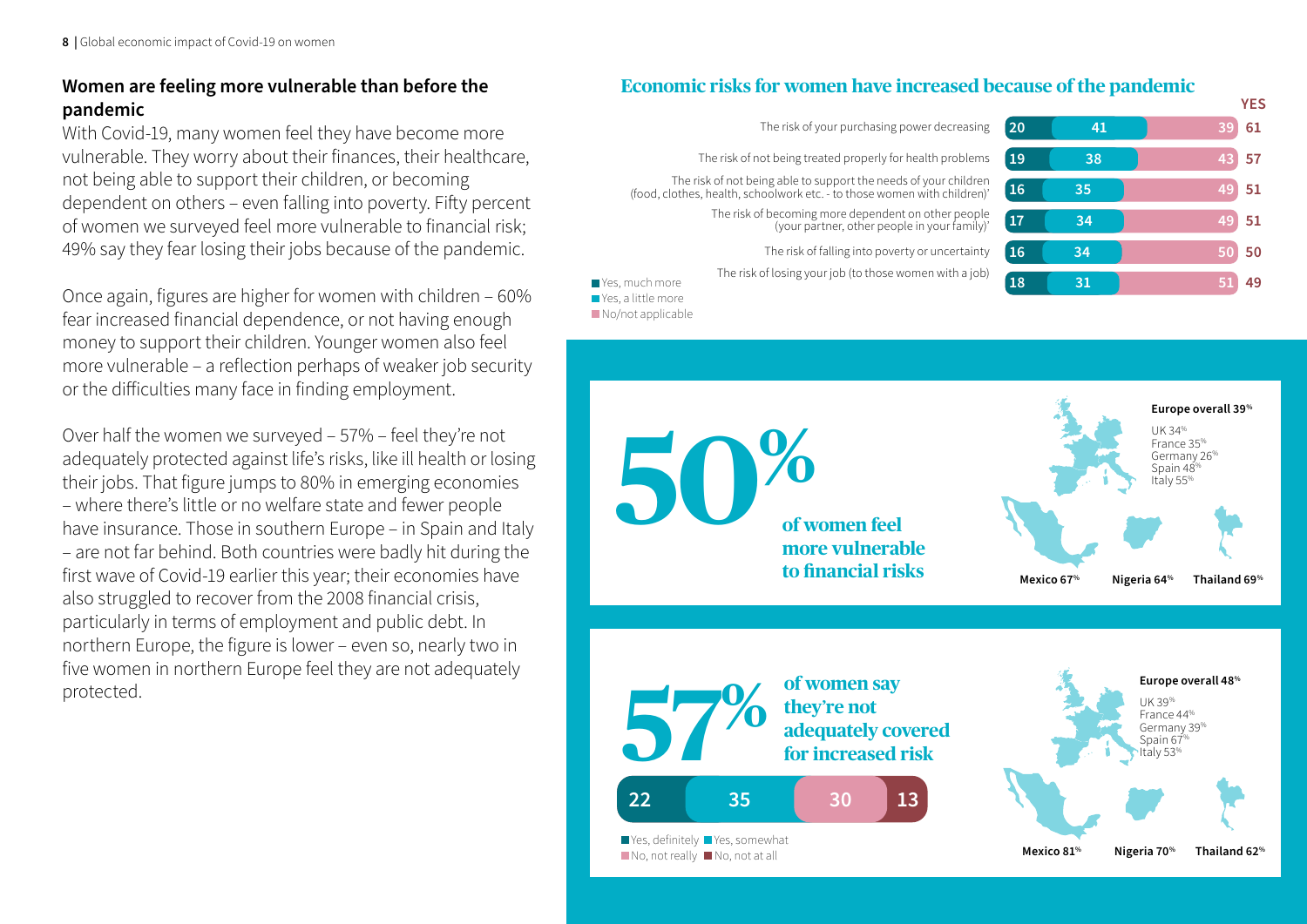## Women are feeling more vulnerable than before the pandemic

With Covid-19, many women feel they have become more vulnerable. They worry about their finances, their healthcare, not being able to support their children, or becoming dependent on others – even falling into poverty. Fifty percent of women we surveyed feel more vulnerable to financial risk; 49% say they fear losing their jobs because of the pandemic.

Once again, figures are higher for women with children – 60% fear increased financial dependence, or not having enough money to support their children. Younger women also feel more vulnerable – a reflection perhaps of weaker job security or the difficulties many face in finding employment.

Over half the women we surveyed – 57% – feel they're not adequately protected against life's risks, like ill health or losing their jobs. That figure jumps to 80% in emerging economies – where there's little or no welfare state and fewer people have insurance. Those in southern Europe – in Spain and Italy – are not far behind. Both countries were badly hit during the first wave of Covid-19 earlier this year; their economies have also struggled to recover from the 2008 financial crisis, particularly in terms of employment and public debt. In northern Europe, the figure is lower – even so, nearly two in five women in northern Europe feel they are not adequately protected.

## Economic risks for women have increased because of the pandemic

| | Yes, much more | Yes, a little more | No/not applicable | YES |
|---|---|---|---|---|
| The risk of your purchasing power decreasing | 20 | 41 | 39 | 61 |
| The risk of not being treated properly for health problems | 19 | 38 | 43 | 57 |
| The risk of not being able to support the needs of your children (food, clothes, health, schoolwork etc. - to those women with children)' | 16 | 35 | 49 | 51 |
| The risk of becoming more dependent on other people (your partner, other people in your family)' | 17 | 34 | 49 | 51 |
| The risk of falling into poverty or uncertainty | 16 | 34 | 50 | 50 |
| The risk of losing your job (to those women with a job) | 18 | 31 | 51 | 49 |

**50%** of women feel more vulnerable to financial risks

Europe overall 39%
- UK 34%
- France 35%
- Germany 26%
- Spain 48%
- Italy 55%

Mexico 67% | Nigeria 64% | Thailand 69%

**57%** of women say they're not adequately covered for increased risk

| Yes, definitely | Yes, somewhat | No, not really | No, not at all |
|---|---|---|---|
| 22 | 35 | 30 | 13 |

Europe overall 48%
- UK 39%
- France 44%
- Germany 39%
- Spain 67%
- Italy 53%

Mexico 81% | Nigeria 70% | Thailand 62%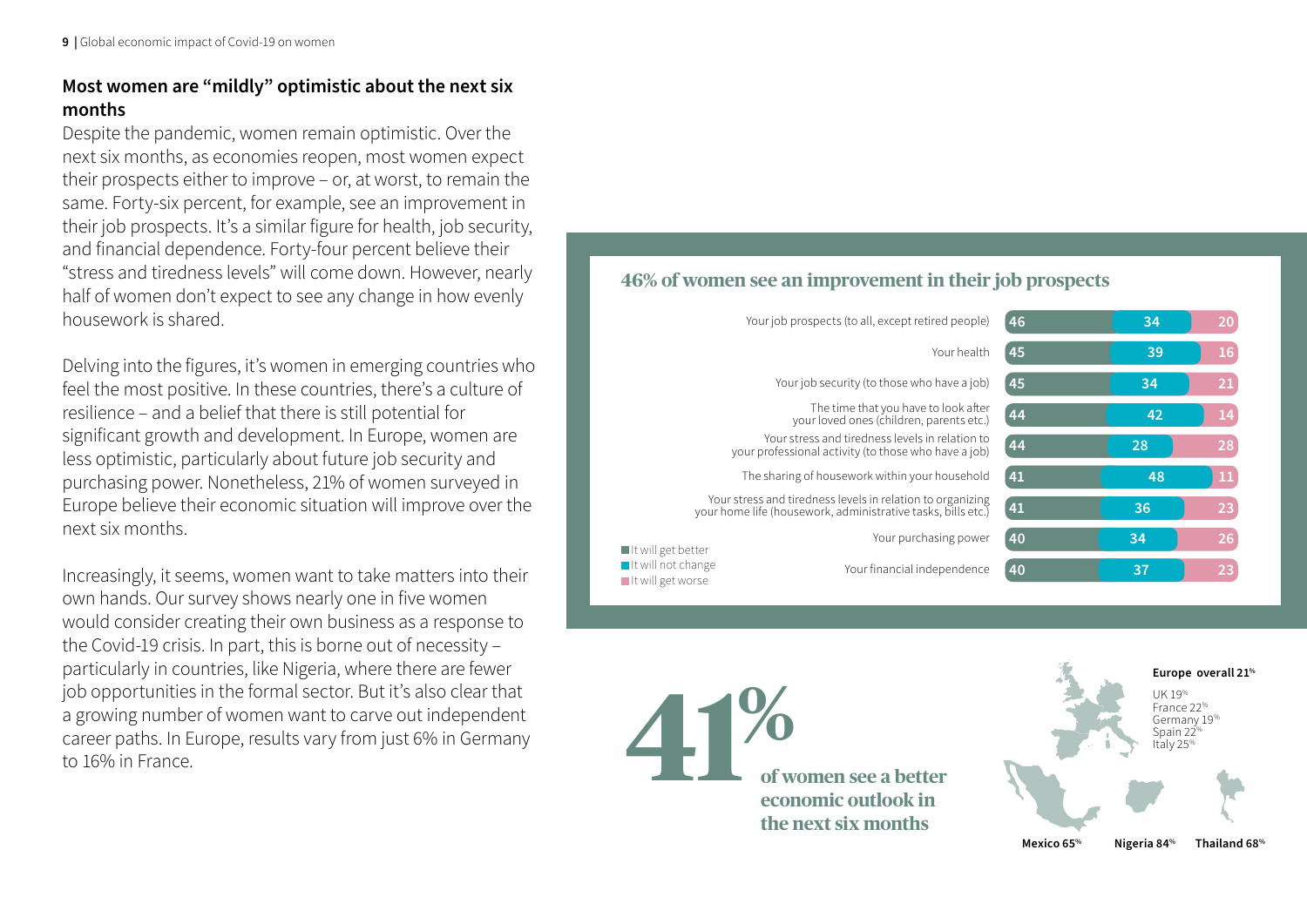## Most women are "mildly" optimistic about the next six months

Despite the pandemic, women remain optimistic. Over the next six months, as economies reopen, most women expect their prospects either to improve – or, at worst, to remain the same. Forty-six percent, for example, see an improvement in their job prospects. It's a similar figure for health, job security, and financial dependence. Forty-four percent believe their "stress and tiredness levels" will come down. However, nearly half of women don't expect to see any change in how evenly housework is shared.

Delving into the figures, it's women in emerging countries who feel the most positive. In these countries, there's a culture of resilience – and a belief that there is still potential for significant growth and development. In Europe, women are less optimistic, particularly about future job security and purchasing power. Nonetheless, 21% of women surveyed in Europe believe their economic situation will improve over the next six months.

Increasingly, it seems, women want to take matters into their own hands. Our survey shows nearly one in five women would consider creating their own business as a response to the Covid-19 crisis. In part, this is borne out of necessity – particularly in countries, like Nigeria, where there are fewer job opportunities in the formal sector. But it's also clear that a growing number of women want to carve out independent career paths. In Europe, results vary from just 6% in Germany to 16% in France.

### 46% of women see an improvement in their job prospects

| | It will get better | It will not change | It will get worse |
|---|---|---|---|
| Your job prospects (to all, except retired people) | 46 | 34 | 20 |
| Your health | 45 | 39 | 16 |
| Your job security (to those who have a job) | 45 | 34 | 21 |
| The time that you have to look after your loved ones (children, parents etc.) | 44 | 42 | 14 |
| Your stress and tiredness levels in relation to your professional activity (to those who have a job) | 44 | 28 | 28 |
| The sharing of housework within your household | 41 | 48 | 11 |
| Your stress and tiredness levels in relation to organizing your home life (housework, administrative tasks, bills etc.) | 41 | 36 | 23 |
| Your purchasing power | 40 | 34 | 26 |
| Your financial independence | 40 | 37 | 23 |

**41%** of women see a better economic outlook in the next six months

**Europe overall 21%**

- UK 19%
- France 22%
- Germany 19%
- Spain 22%
- Italy 25%

**Mexico 65%** **Nigeria 84%** **Thailand 68%**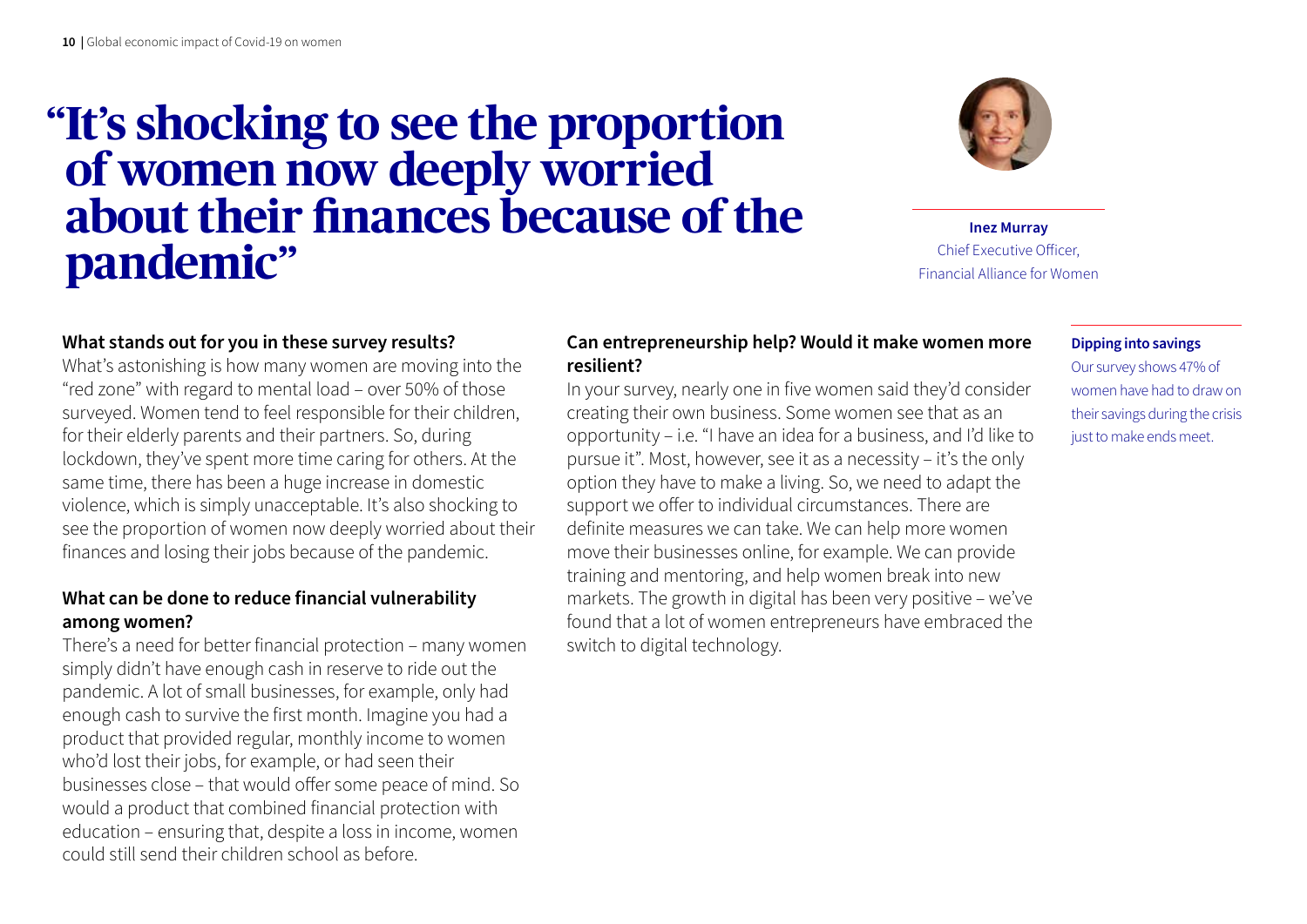# "It's shocking to see the proportion of women now deeply worried about their finances because of the pandemic"

**Inez Murray**
Chief Executive Officer,
Financial Alliance for Women

**What stands out for you in these survey results?**

What's astonishing is how many women are moving into the "red zone" with regard to mental load – over 50% of those surveyed. Women tend to feel responsible for their children, for their elderly parents and their partners. So, during lockdown, they've spent more time caring for others. At the same time, there has been a huge increase in domestic violence, which is simply unacceptable. It's also shocking to see the proportion of women now deeply worried about their finances and losing their jobs because of the pandemic.

**What can be done to reduce financial vulnerability among women?**

There's a need for better financial protection – many women simply didn't have enough cash in reserve to ride out the pandemic. A lot of small businesses, for example, only had enough cash to survive the first month. Imagine you had a product that provided regular, monthly income to women who'd lost their jobs, for example, or had seen their businesses close – that would offer some peace of mind. So would a product that combined financial protection with education – ensuring that, despite a loss in income, women could still send their children school as before.

**Can entrepreneurship help? Would it make women more resilient?**

In your survey, nearly one in five women said they'd consider creating their own business. Some women see that as an opportunity – i.e. "I have an idea for a business, and I'd like to pursue it". Most, however, see it as a necessity – it's the only option they have to make a living. So, we need to adapt the support we offer to individual circumstances. There are definite measures we can take. We can help more women move their businesses online, for example. We can provide training and mentoring, and help women break into new markets. The growth in digital has been very positive – we've found that a lot of women entrepreneurs have embraced the switch to digital technology.

**Dipping into savings**

Our survey shows 47% of women have had to draw on their savings during the crisis just to make ends meet.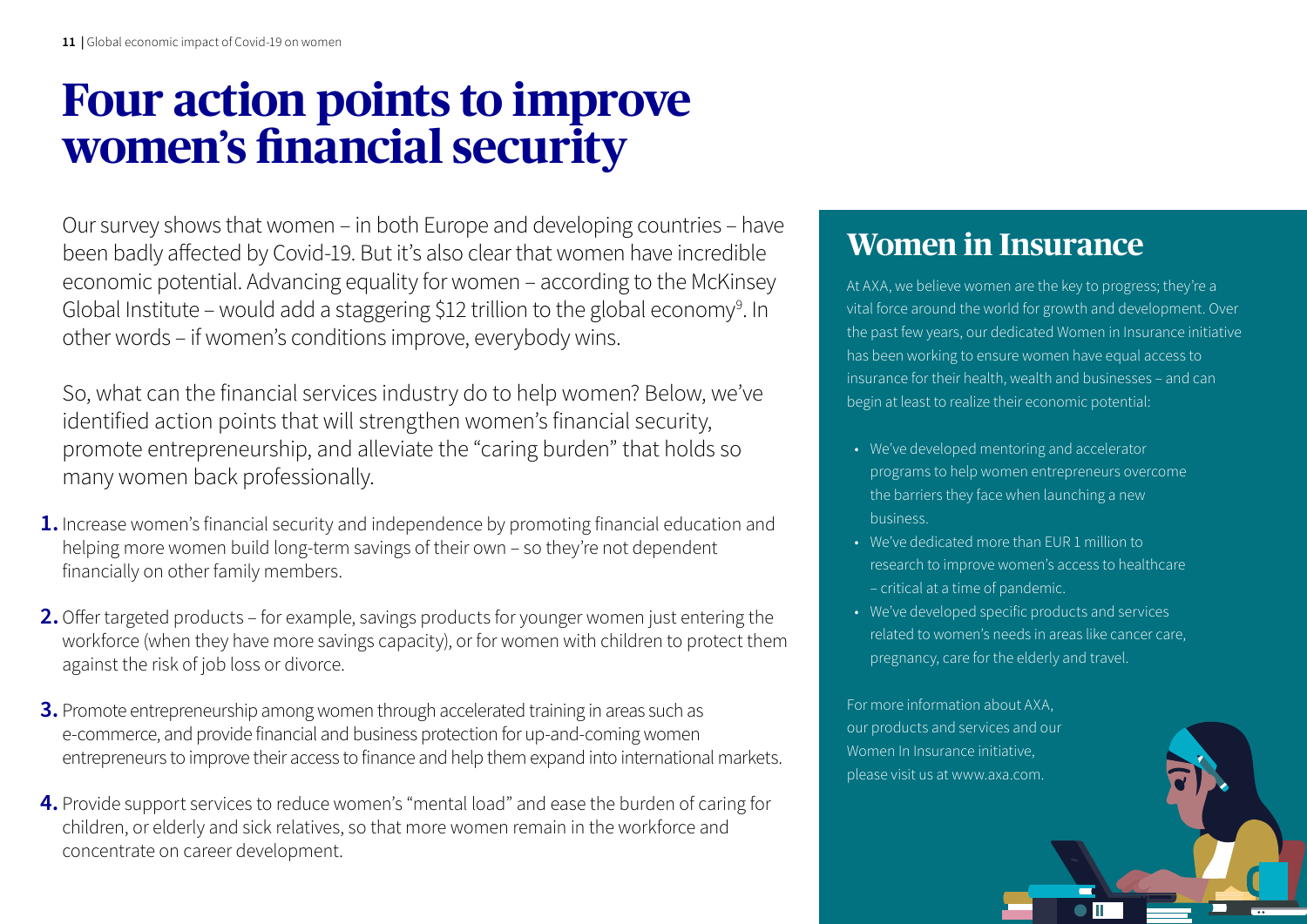# Four action points to improve women's financial security

Our survey shows that women – in both Europe and developing countries – have been badly affected by Covid-19. But it's also clear that women have incredible economic potential. Advancing equality for women – according to the McKinsey Global Institute – would add a staggering $12 trillion to the global economy[9]. In other words – if women's conditions improve, everybody wins.

So, what can the financial services industry do to help women? Below, we've identified action points that will strengthen women's financial security, promote entrepreneurship, and alleviate the "caring burden" that holds so many women back professionally.

1. Increase women's financial security and independence by promoting financial education and helping more women build long-term savings of their own – so they're not dependent financially on other family members.

2. Offer targeted products – for example, savings products for younger women just entering the workforce (when they have more savings capacity), or for women with children to protect them against the risk of job loss or divorce.

3. Promote entrepreneurship among women through accelerated training in areas such as e-commerce, and provide financial and business protection for up-and-coming women entrepreneurs to improve their access to finance and help them expand into international markets.

4. Provide support services to reduce women's "mental load" and ease the burden of caring for children, or elderly and sick relatives, so that more women remain in the workforce and concentrate on career development.

## Women in Insurance

At AXA, we believe women are the key to progress; they're a vital force around the world for growth and development. Over the past few years, our dedicated Women in Insurance initiative has been working to ensure women have equal access to insurance for their health, wealth and businesses – and can begin at least to realize their economic potential:

- We've developed mentoring and accelerator programs to help women entrepreneurs overcome the barriers they face when launching a new business.
- We've dedicated more than EUR 1 million to research to improve women's access to healthcare – critical at a time of pandemic.
- We've developed specific products and services related to women's needs in areas like cancer care, pregnancy, care for the elderly and travel.

For more information about AXA, our products and services and our Women In Insurance initiative, please visit us at www.axa.com.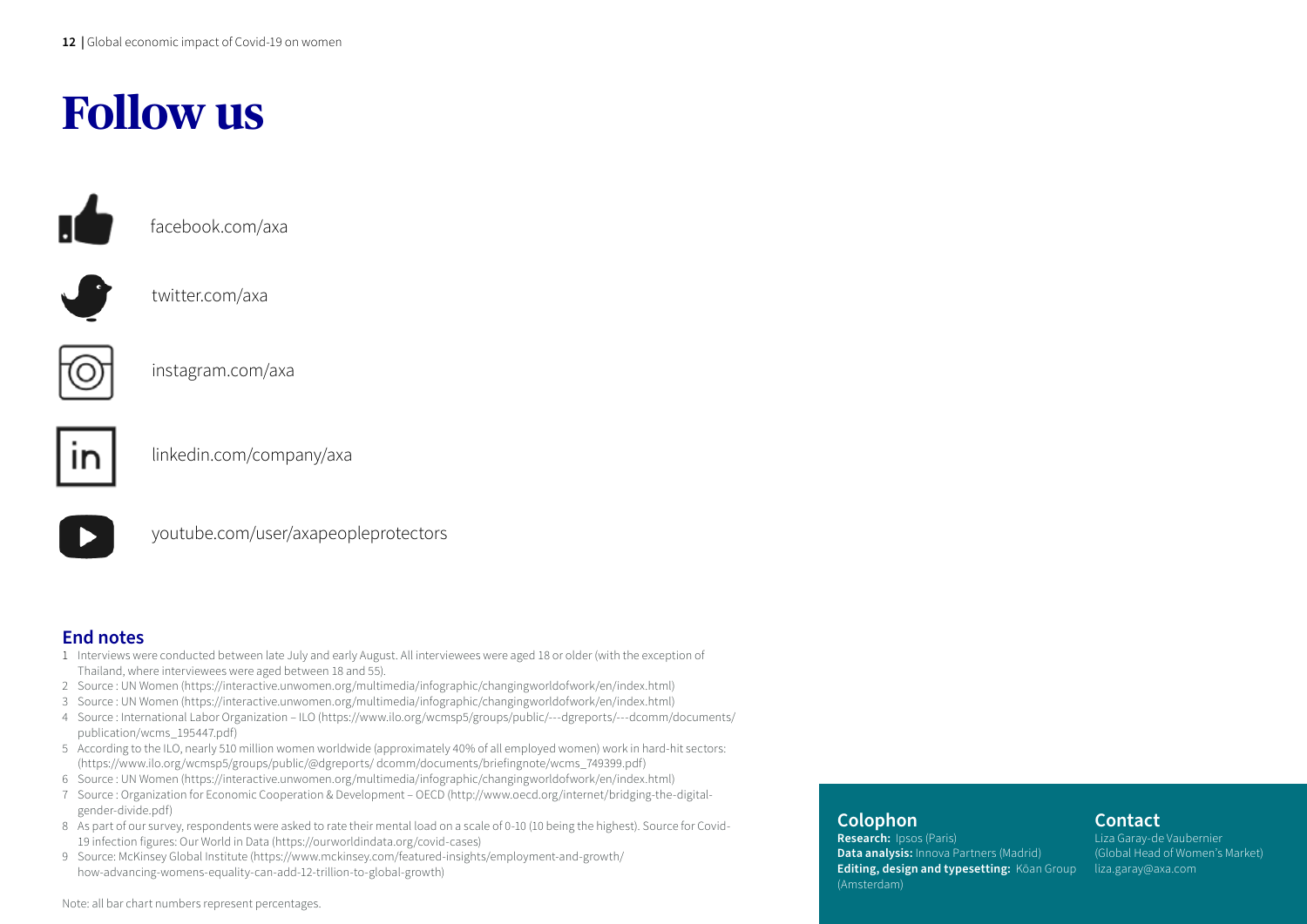# Follow us

facebook.com/axa

twitter.com/axa

instagram.com/axa

linkedin.com/company/axa

youtube.com/user/axapeopleprotectors

## End notes

1 Interviews were conducted between late July and early August. All interviewees were aged 18 or older (with the exception of Thailand, where interviewees were aged between 18 and 55).
2 Source : UN Women (https://interactive.unwomen.org/multimedia/infographic/changingworldofwork/en/index.html)
3 Source : UN Women (https://interactive.unwomen.org/multimedia/infographic/changingworldofwork/en/index.html)
4 Source : International Labor Organization – ILO (https://www.ilo.org/wcmsp5/groups/public/---dgreports/---dcomm/documents/publication/wcms_195447.pdf)
5 According to the ILO, nearly 510 million women worldwide (approximately 40% of all employed women) work in hard-hit sectors: (https://www.ilo.org/wcmsp5/groups/public/@dgreports/ dcomm/documents/briefingnote/wcms_749399.pdf)
6 Source : UN Women (https://interactive.unwomen.org/multimedia/infographic/changingworldofwork/en/index.html)
7 Source : Organization for Economic Cooperation & Development – OECD (http://www.oecd.org/internet/bridging-the-digital-gender-divide.pdf)
8 As part of our survey, respondents were asked to rate their mental load on a scale of 0-10 (10 being the highest). Source for Covid-19 infection figures: Our World in Data (https://ourworldindata.org/covid-cases)
9 Source: McKinsey Global Institute (https://www.mckinsey.com/featured-insights/employment-and-growth/how-advancing-womens-equality-can-add-12-trillion-to-global-growth)

Note: all bar chart numbers represent percentages.

## Colophon

**Research:** Ipsos (Paris)
**Data analysis:** Innova Partners (Madrid)
**Editing, design and typesetting:** Köan Group (Amsterdam)

## Contact

Liza Garay-de Vaubernier
(Global Head of Women's Market)
liza.garay@axa.com